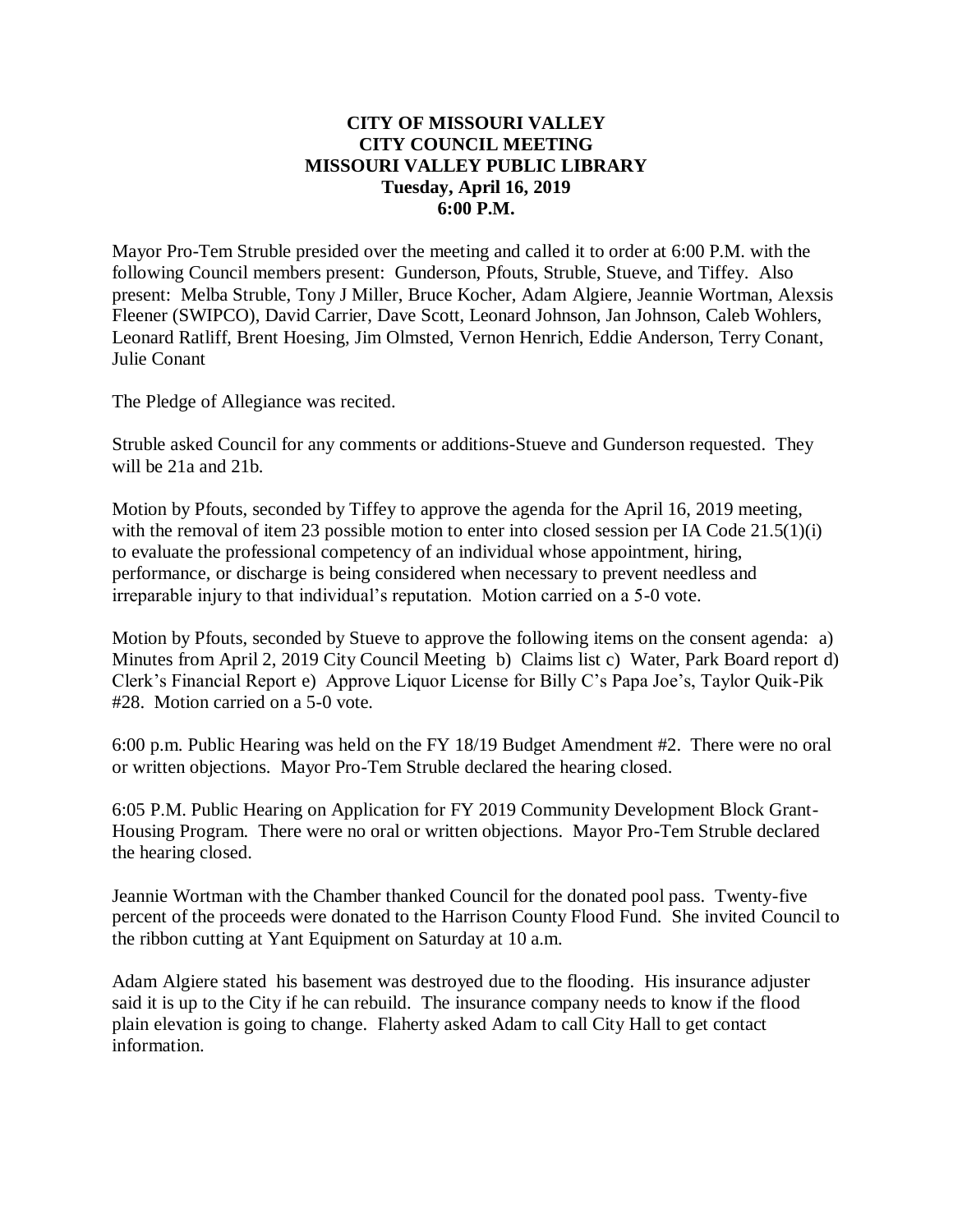# CITY OF MISSOURI VALLEY
# CITY COUNCIL MEETING
# MISSOURI VALLEY PUBLIC LIBRARY
## Tuesday, April 16, 2019
## 6:00 P.M.

Mayor Pro-Tem Struble presided over the meeting and called it to order at 6:00 P.M. with the following Council members present: Gunderson, Pfouts, Struble, Stueve, and Tiffey. Also present: Melba Struble, Tony J Miller, Bruce Kocher, Adam Algiere, Jeannie Wortman, Alexsis Fleener (SWIPCO), David Carrier, Dave Scott, Leonard Johnson, Jan Johnson, Caleb Wohlers, Leonard Ratliff, Brent Hoesing, Jim Olmsted, Vernon Henrich, Eddie Anderson, Terry Conant, Julie Conant

The Pledge of Allegiance was recited.

Struble asked Council for any comments or additions-Stueve and Gunderson requested. They will be 21a and 21b.

Motion by Pfouts, seconded by Tiffey to approve the agenda for the April 16, 2019 meeting, with the removal of item 23 possible motion to enter into closed session per IA Code 21.5(1)(i) to evaluate the professional competency of an individual whose appointment, hiring, performance, or discharge is being considered when necessary to prevent needless and irreparable injury to that individual's reputation. Motion carried on a 5-0 vote.

Motion by Pfouts, seconded by Stueve to approve the following items on the consent agenda: a) Minutes from April 2, 2019 City Council Meeting b) Claims list c) Water, Park Board report d) Clerk's Financial Report e) Approve Liquor License for Billy C's Papa Joe's, Taylor Quik-Pik #28. Motion carried on a 5-0 vote.

6:00 p.m. Public Hearing was held on the FY 18/19 Budget Amendment #2. There were no oral or written objections. Mayor Pro-Tem Struble declared the hearing closed.

6:05 P.M. Public Hearing on Application for FY 2019 Community Development Block Grant-Housing Program. There were no oral or written objections. Mayor Pro-Tem Struble declared the hearing closed.

Jeannie Wortman with the Chamber thanked Council for the donated pool pass. Twenty-five percent of the proceeds were donated to the Harrison County Flood Fund. She invited Council to the ribbon cutting at Yant Equipment on Saturday at 10 a.m.

Adam Algiere stated his basement was destroyed due to the flooding. His insurance adjuster said it is up to the City if he can rebuild. The insurance company needs to know if the flood plain elevation is going to change. Flaherty asked Adam to call City Hall to get contact information.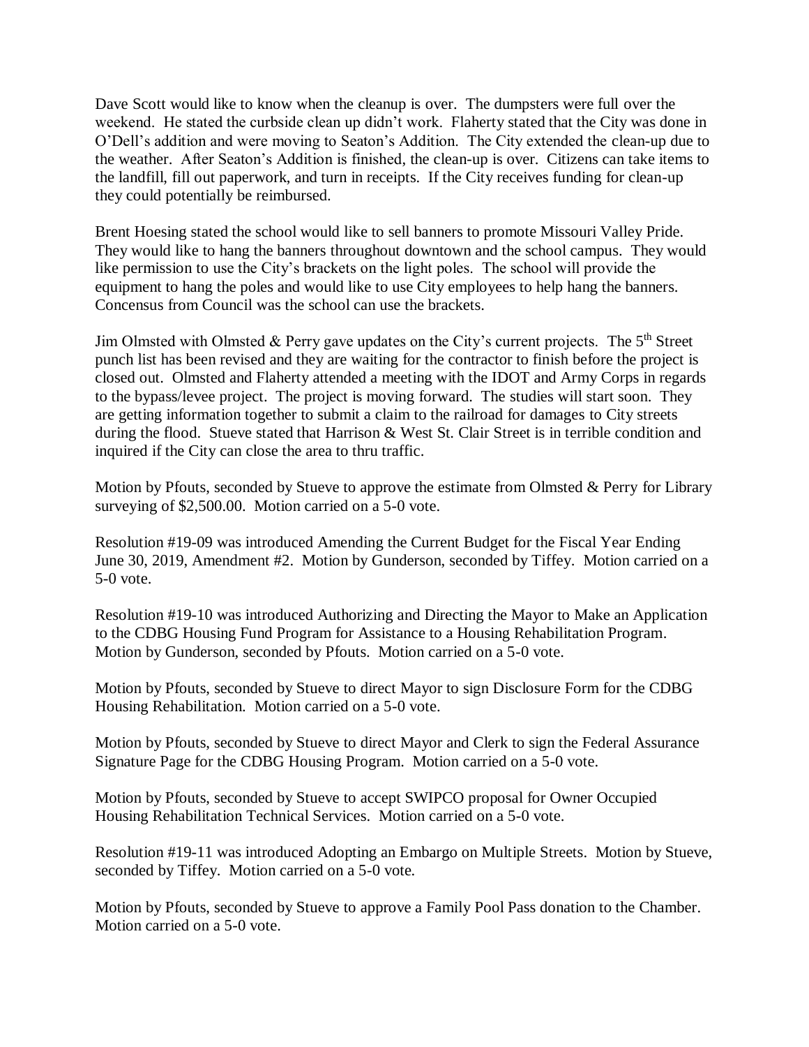Dave Scott would like to know when the cleanup is over. The dumpsters were full over the weekend. He stated the curbside clean up didn't work. Flaherty stated that the City was done in O'Dell's addition and were moving to Seaton's Addition. The City extended the clean-up due to the weather. After Seaton's Addition is finished, the clean-up is over. Citizens can take items to the landfill, fill out paperwork, and turn in receipts. If the City receives funding for clean-up they could potentially be reimbursed.

Brent Hoesing stated the school would like to sell banners to promote Missouri Valley Pride. They would like to hang the banners throughout downtown and the school campus. They would like permission to use the City's brackets on the light poles. The school will provide the equipment to hang the poles and would like to use City employees to help hang the banners. Concensus from Council was the school can use the brackets.

Jim Olmsted with Olmsted & Perry gave updates on the City's current projects. The 5th Street punch list has been revised and they are waiting for the contractor to finish before the project is closed out. Olmsted and Flaherty attended a meeting with the IDOT and Army Corps in regards to the bypass/levee project. The project is moving forward. The studies will start soon. They are getting information together to submit a claim to the railroad for damages to City streets during the flood. Stueve stated that Harrison & West St. Clair Street is in terrible condition and inquired if the City can close the area to thru traffic.

Motion by Pfouts, seconded by Stueve to approve the estimate from Olmsted & Perry for Library surveying of $2,500.00. Motion carried on a 5-0 vote.

Resolution #19-09 was introduced Amending the Current Budget for the Fiscal Year Ending June 30, 2019, Amendment #2. Motion by Gunderson, seconded by Tiffey. Motion carried on a 5-0 vote.

Resolution #19-10 was introduced Authorizing and Directing the Mayor to Make an Application to the CDBG Housing Fund Program for Assistance to a Housing Rehabilitation Program. Motion by Gunderson, seconded by Pfouts. Motion carried on a 5-0 vote.

Motion by Pfouts, seconded by Stueve to direct Mayor to sign Disclosure Form for the CDBG Housing Rehabilitation. Motion carried on a 5-0 vote.

Motion by Pfouts, seconded by Stueve to direct Mayor and Clerk to sign the Federal Assurance Signature Page for the CDBG Housing Program. Motion carried on a 5-0 vote.

Motion by Pfouts, seconded by Stueve to accept SWIPCO proposal for Owner Occupied Housing Rehabilitation Technical Services. Motion carried on a 5-0 vote.

Resolution #19-11 was introduced Adopting an Embargo on Multiple Streets. Motion by Stueve, seconded by Tiffey. Motion carried on a 5-0 vote.

Motion by Pfouts, seconded by Stueve to approve a Family Pool Pass donation to the Chamber. Motion carried on a 5-0 vote.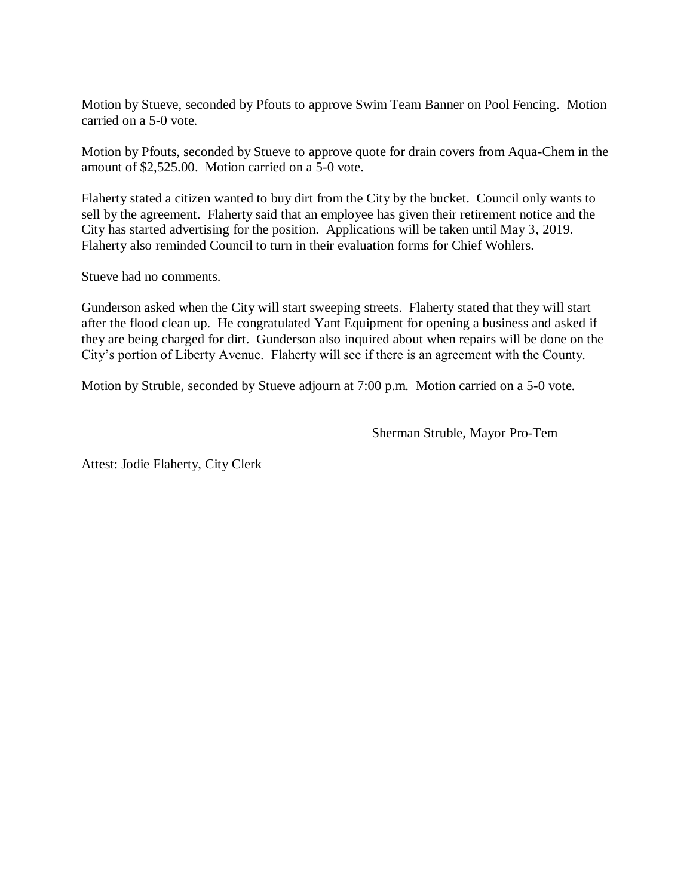Motion by Stueve, seconded by Pfouts to approve Swim Team Banner on Pool Fencing. Motion carried on a 5-0 vote.

Motion by Pfouts, seconded by Stueve to approve quote for drain covers from Aqua-Chem in the amount of $2,525.00. Motion carried on a 5-0 vote.

Flaherty stated a citizen wanted to buy dirt from the City by the bucket. Council only wants to sell by the agreement. Flaherty said that an employee has given their retirement notice and the City has started advertising for the position. Applications will be taken until May 3, 2019. Flaherty also reminded Council to turn in their evaluation forms for Chief Wohlers.

Stueve had no comments.

Gunderson asked when the City will start sweeping streets. Flaherty stated that they will start after the flood clean up. He congratulated Yant Equipment for opening a business and asked if they are being charged for dirt. Gunderson also inquired about when repairs will be done on the City's portion of Liberty Avenue. Flaherty will see if there is an agreement with the County.

Motion by Struble, seconded by Stueve adjourn at 7:00 p.m. Motion carried on a 5-0 vote.

Sherman Struble, Mayor Pro-Tem

Attest: Jodie Flaherty, City Clerk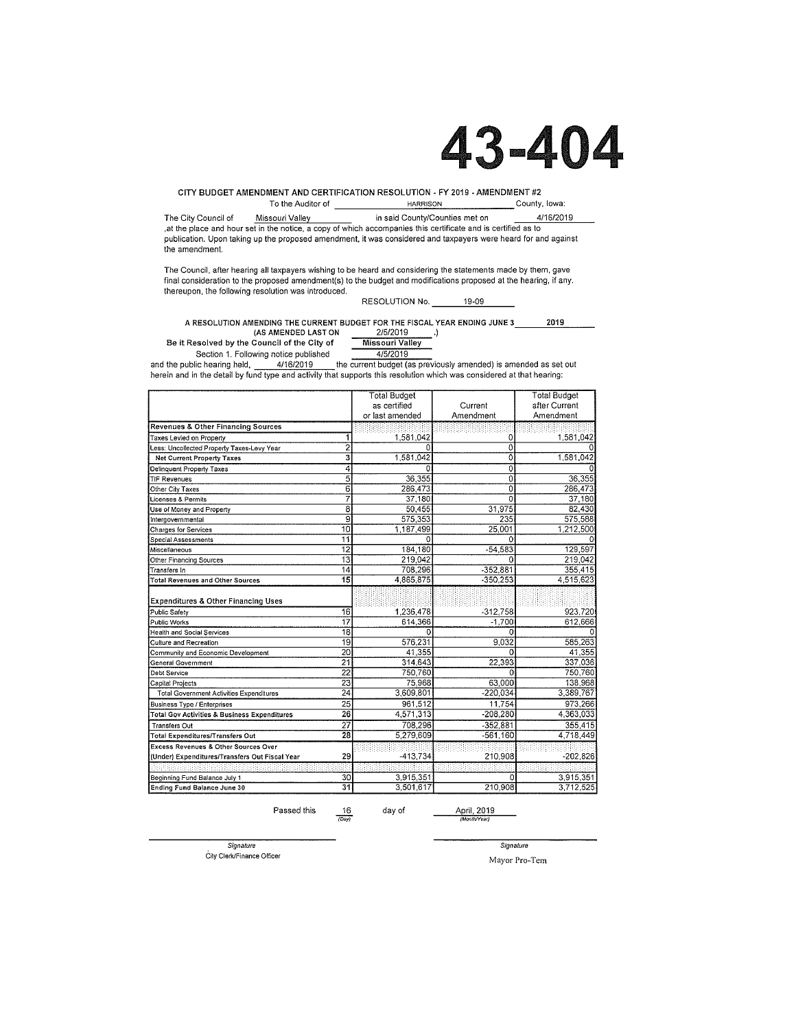# 43-404

**CITY BUDGET AMENDMENT AND CERTIFICATION RESOLUTION - FY 2019 - AMENDMENT #2**

To the Auditor of HARRISON County, Iowa:

The City Council of Missouri Valley in said County/Counties met on 4/16/2019 ,at the place and hour set in the notice, a copy of which accompanies this certificate and is certified as to publication. Upon taking up the proposed amendment, it was considered and taxpayers were heard for and against the amendment.

The Council, after hearing all taxpayers wishing to be heard and considering the statements made by them, gave final consideration to the proposed amendment(s) to the budget and modifications proposed at the hearing, if any. thereupon, the following resolution was introduced.

RESOLUTION No. 19-09

**A RESOLUTION AMENDING THE CURRENT BUDGET FOR THE FISCAL YEAR ENDING JUNE 3 2019**
**(AS AMENDED LAST ON** 2/5/2019 .)

**Be it Resolved by the Council of the City of Missouri Valley**

Section 1. Following notice published 4/5/2019 and the public hearing held, 4/16/2019 the current budget (as previously amended) is amended as set out herein and in the detail by fund type and activity that supports this resolution which was considered at that hearing:

| | | Total Budget as certified or last amended | Current Amendment | Total Budget after Current Amendment |
|---|---|---|---|---|
| **Revenues & Other Financing Sources** | | | | |
| Taxes Levied on Property | 1 | 1,581,042 | 0 | 1,581,042 |
| Less: Uncollected Property Taxes-Levy Year | 2 | 0 | 0 | 0 |
| **Net Current Property Taxes** | 3 | 1,581,042 | 0 | 1,581,042 |
| Delinquent Property Taxes | 4 | 0 | 0 | 0 |
| TIF Revenues | 5 | 36,355 | 0 | 36,355 |
| Other City Taxes | 6 | 286,473 | 0 | 286,473 |
| Licenses & Permits | 7 | 37,180 | 0 | 37,180 |
| Use of Money and Property | 8 | 50,455 | 31,975 | 82,430 |
| Intergovernmental | 9 | 575,353 | 235 | 575,588 |
| Charges for Services | 10 | 1,187,499 | 25,001 | 1,212,500 |
| Special Assessments | 11 | 0 | 0 | 0 |
| Miscellaneous | 12 | 184,180 | -54,583 | 129,597 |
| Other Financing Sources | 13 | 219,042 | 0 | 219,042 |
| Transfers In | 14 | 708,296 | -352,881 | 355,415 |
| **Total Revenues and Other Sources** | 15 | 4,865,875 | -350,253 | 4,515,623 |
| **Expenditures & Other Financing Uses** | | | | |
| Public Safety | 16 | 1,236,478 | -312,758 | 923,720 |
| Public Works | 17 | 614,366 | -1,700 | 612,666 |
| Health and Social Services | 18 | 0 | 0 | 0 |
| Culture and Recreation | 19 | 576,231 | 9,032 | 585,263 |
| Community and Economic Development | 20 | 41,355 | 0 | 41,355 |
| General Government | 21 | 314,643 | 22,393 | 337,036 |
| Debt Service | 22 | 750,760 | 0 | 750,760 |
| Capital Projects | 23 | 75,968 | 63,000 | 138,968 |
| **Total Government Activities Expenditures** | 24 | 3,609,801 | -220,034 | 3,389,767 |
| Business Type / Enterprises | 25 | 961,512 | 11,754 | 973,266 |
| **Total Gov Activities & Business Expenditures** | 26 | 4,571,313 | -208,280 | 4,363,033 |
| Transfers Out | 27 | 708,296 | -352,881 | 355,415 |
| **Total Expenditures/Transfers Out** | 28 | 5,279,609 | -561,160 | 4,718,449 |
| **Excess Revenues & Other Sources Over (Under) Expenditures/Transfers Out Fiscal Year** | 29 | -413,734 | 210,908 | -202,826 |
| Beginning Fund Balance July 1 | 30 | 3,915,351 | 0 | 3,915,351 |
| **Ending Fund Balance June 30** | 31 | 3,501,617 | 210,908 | 3,712,525 |

Passed this 16 (Day) day of April, 2019 (Month/Year)

Signature
City Clerk/Finance Officer

Signature
Mayor Pro-Tem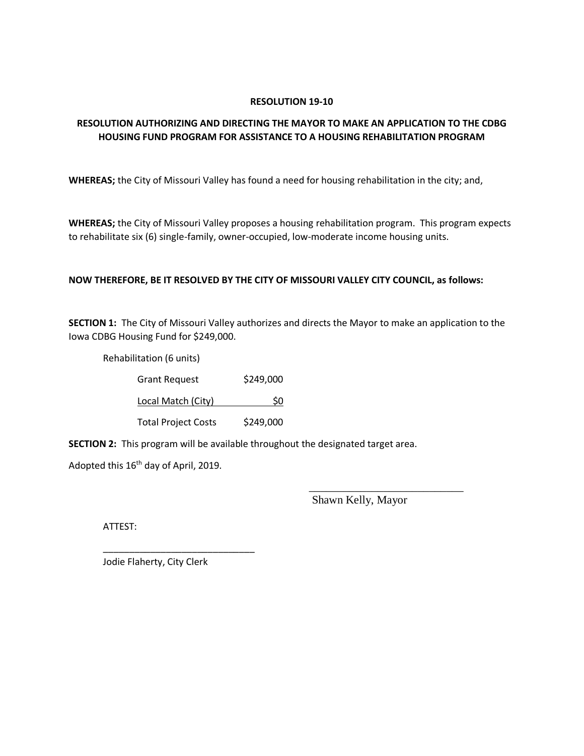# RESOLUTION 19-10

## RESOLUTION AUTHORIZING AND DIRECTING THE MAYOR TO MAKE AN APPLICATION TO THE CDBG HOUSING FUND PROGRAM FOR ASSISTANCE TO A HOUSING REHABILITATION PROGRAM

**WHEREAS;** the City of Missouri Valley has found a need for housing rehabilitation in the city; and,

**WHEREAS;** the City of Missouri Valley proposes a housing rehabilitation program. This program expects to rehabilitate six (6) single-family, owner-occupied, low-moderate income housing units.

**NOW THEREFORE, BE IT RESOLVED BY THE CITY OF MISSOURI VALLEY CITY COUNCIL, as follows:**

**SECTION 1:** The City of Missouri Valley authorizes and directs the Mayor to make an application to the Iowa CDBG Housing Fund for $249,000.

Rehabilitation (6 units)

| | |
|---|---|
| Grant Request | $249,000 |
| Local Match (City) | $0 |
| Total Project Costs | $249,000 |

**SECTION 2:** This program will be available throughout the designated target area.

Adopted this 16th day of April, 2019.

_____________________________

Shawn Kelly, Mayor

ATTEST:

_____________________________

Jodie Flaherty, City Clerk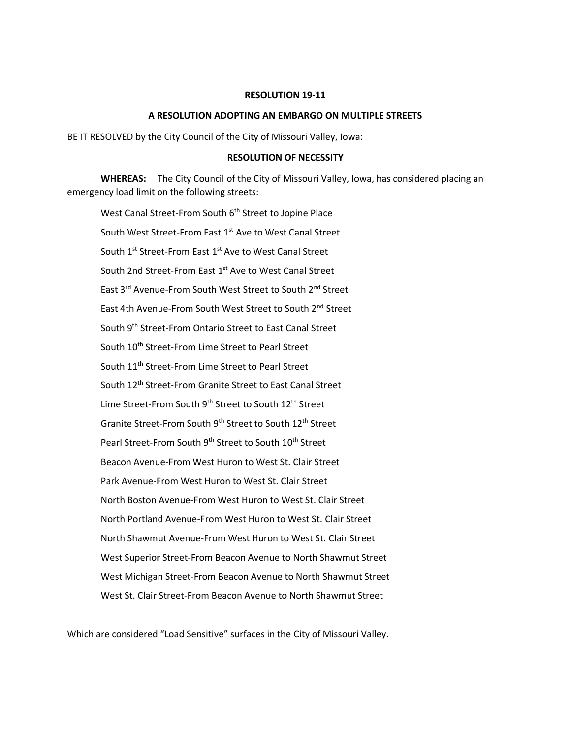**RESOLUTION 19-11**

**A RESOLUTION ADOPTING AN EMBARGO ON MULTIPLE STREETS**

BE IT RESOLVED by the City Council of the City of Missouri Valley, Iowa:

**RESOLUTION OF NECESSITY**

**WHEREAS:** The City Council of the City of Missouri Valley, Iowa, has considered placing an emergency load limit on the following streets:

West Canal Street-From South 6th Street to Jopine Place

South West Street-From East 1st Ave to West Canal Street

South 1st Street-From East 1st Ave to West Canal Street

South 2nd Street-From East 1st Ave to West Canal Street

East 3rd Avenue-From South West Street to South 2nd Street

East 4th Avenue-From South West Street to South 2nd Street

South 9th Street-From Ontario Street to East Canal Street

South 10th Street-From Lime Street to Pearl Street

South 11th Street-From Lime Street to Pearl Street

South 12th Street-From Granite Street to East Canal Street

Lime Street-From South 9th Street to South 12th Street

Granite Street-From South 9th Street to South 12th Street

Pearl Street-From South 9th Street to South 10th Street

Beacon Avenue-From West Huron to West St. Clair Street

Park Avenue-From West Huron to West St. Clair Street

North Boston Avenue-From West Huron to West St. Clair Street

North Portland Avenue-From West Huron to West St. Clair Street

North Shawmut Avenue-From West Huron to West St. Clair Street

West Superior Street-From Beacon Avenue to North Shawmut Street

West Michigan Street-From Beacon Avenue to North Shawmut Street

West St. Clair Street-From Beacon Avenue to North Shawmut Street

Which are considered "Load Sensitive" surfaces in the City of Missouri Valley.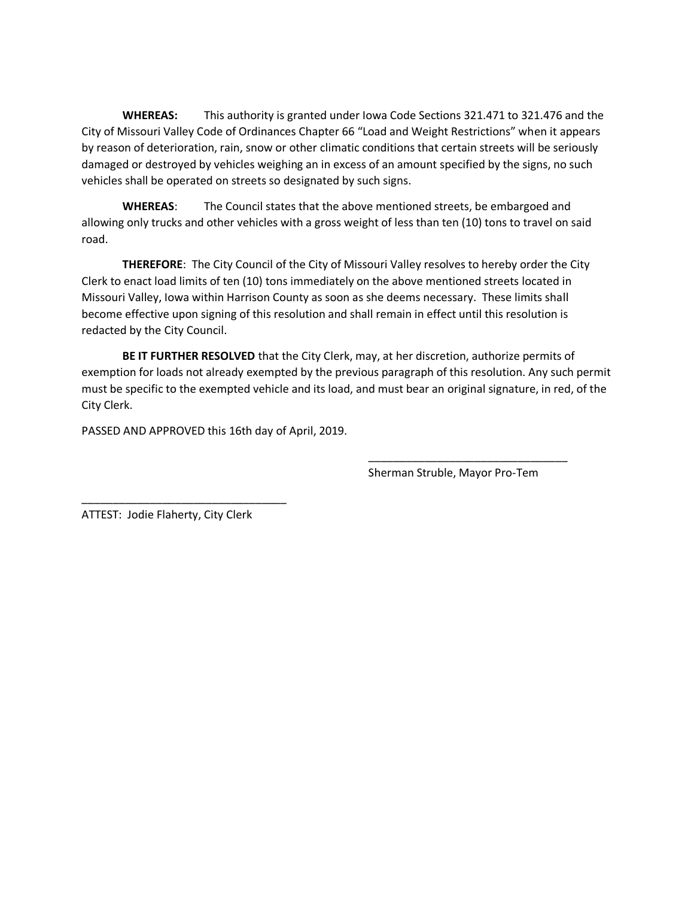**WHEREAS:** This authority is granted under Iowa Code Sections 321.471 to 321.476 and the City of Missouri Valley Code of Ordinances Chapter 66 "Load and Weight Restrictions" when it appears by reason of deterioration, rain, snow or other climatic conditions that certain streets will be seriously damaged or destroyed by vehicles weighing an in excess of an amount specified by the signs, no such vehicles shall be operated on streets so designated by such signs.

**WHEREAS**: The Council states that the above mentioned streets, be embargoed and allowing only trucks and other vehicles with a gross weight of less than ten (10) tons to travel on said road.

**THEREFORE**: The City Council of the City of Missouri Valley resolves to hereby order the City Clerk to enact load limits of ten (10) tons immediately on the above mentioned streets located in Missouri Valley, Iowa within Harrison County as soon as she deems necessary. These limits shall become effective upon signing of this resolution and shall remain in effect until this resolution is redacted by the City Council.

**BE IT FURTHER RESOLVED** that the City Clerk, may, at her discretion, authorize permits of exemption for loads not already exempted by the previous paragraph of this resolution. Any such permit must be specific to the exempted vehicle and its load, and must bear an original signature, in red, of the City Clerk.

PASSED AND APPROVED this 16th day of April, 2019.

_______________________________
Sherman Struble, Mayor Pro-Tem

_______________________________
ATTEST: Jodie Flaherty, City Clerk